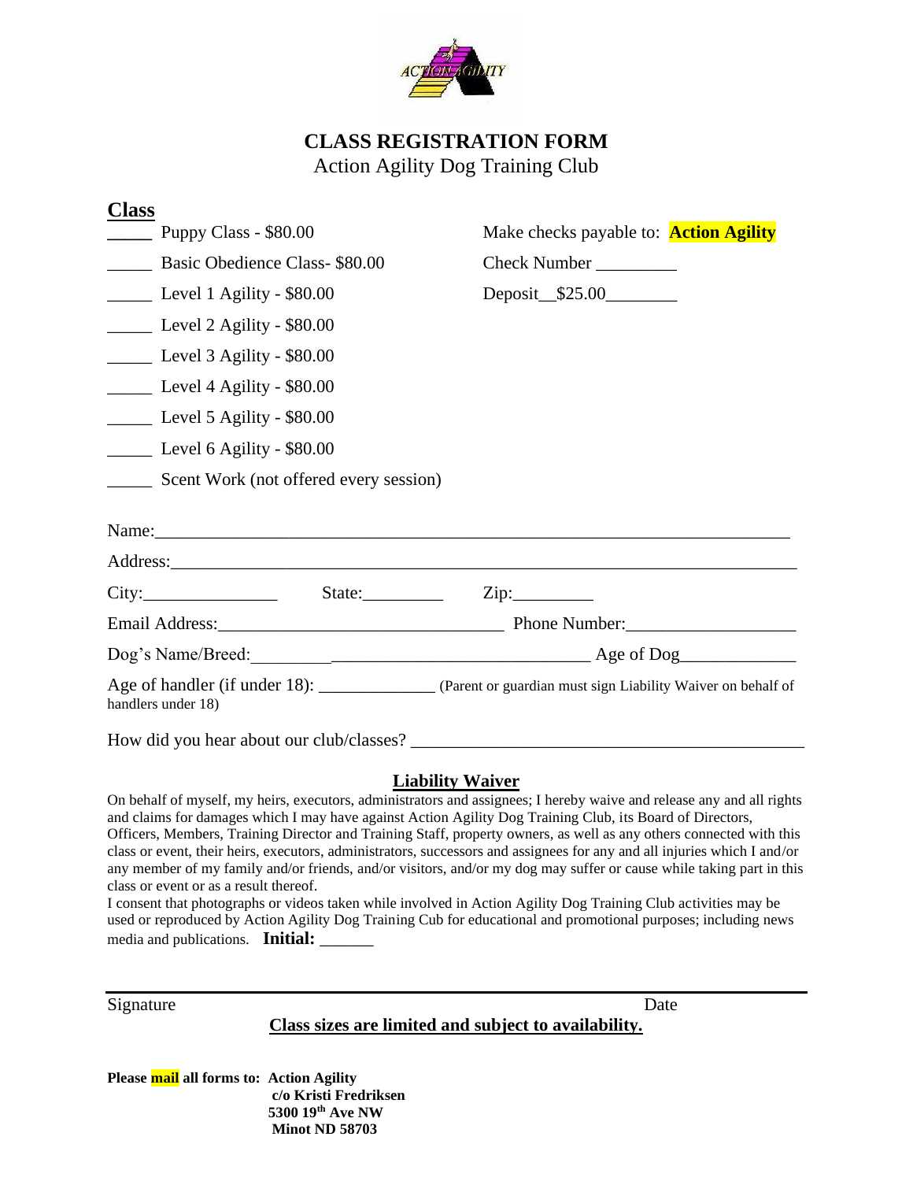# CLASS REGISTRATION FORM

Action Agility Dog Training Club

## Class

_____ Puppy Class - $80.00

_____ Basic Obedience Class- $80.00

_____ Level 1 Agility - $80.00

_____ Level 2 Agility - $80.00

_____ Level 3 Agility - $80.00

_____ Level 4 Agility - $80.00

_____ Level 5 Agility - $80.00

_____ Level 6 Agility - $80.00

_____ Scent Work (not offered every session)

Make checks payable to: **Action Agility**

Check Number _________

Deposit__$25.00________

Name:______________________________________________________________________

Address:____________________________________________________________________

City:_______________ State:_________ Zip:_________

Email Address:________________________________ Phone Number:__________________

Dog's Name/Breed:_________________________________________ Age of Dog_____________

Age of handler (if under 18): ______________ (Parent or guardian must sign Liability Waiver on behalf of handlers under 18)

How did you hear about our club/classes? ___________________________________________

## Liability Waiver

On behalf of myself, my heirs, executors, administrators and assignees; I hereby waive and release any and all rights and claims for damages which I may have against Action Agility Dog Training Club, its Board of Directors, Officers, Members, Training Director and Training Staff, property owners, as well as any others connected with this class or event, their heirs, executors, administrators, successors and assignees for any and all injuries which I and/or any member of my family and/or friends, and/or visitors, and/or my dog may suffer or cause while taking part in this class or event or as a result thereof.

I consent that photographs or videos taken while involved in Action Agility Dog Training Club activities may be used or reproduced by Action Agility Dog Training Cub for educational and promotional purposes; including news media and publications. **Initial:** ______

Signature Date

**Class sizes are limited and subject to availability.**

**Please mail all forms to: Action Agility**
**c/o Kristi Fredriksen**
**5300 19th Ave NW**
**Minot ND 58703**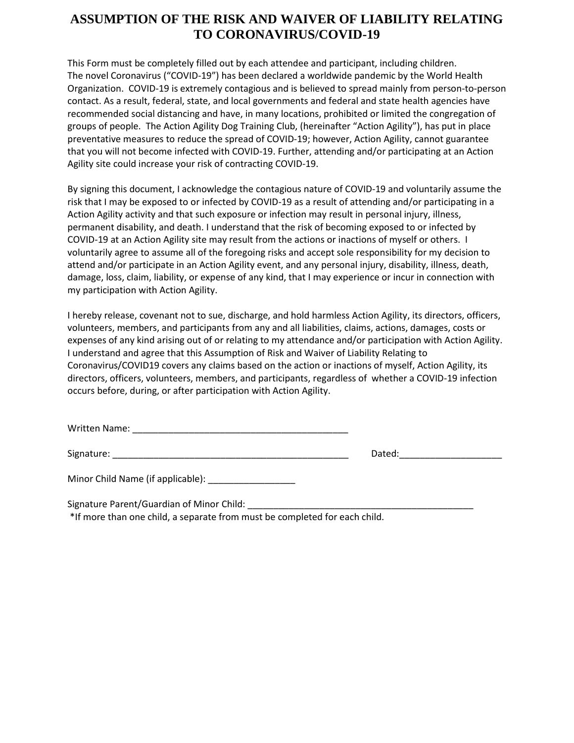# ASSUMPTION OF THE RISK AND WAIVER OF LIABILITY RELATING TO CORONAVIRUS/COVID-19

This Form must be completely filled out by each attendee and participant, including children.
The novel Coronavirus ("COVID-19") has been declared a worldwide pandemic by the World Health Organization. COVID-19 is extremely contagious and is believed to spread mainly from person-to-person contact. As a result, federal, state, and local governments and federal and state health agencies have recommended social distancing and have, in many locations, prohibited or limited the congregation of groups of people. The Action Agility Dog Training Club, (hereinafter "Action Agility"), has put in place preventative measures to reduce the spread of COVID-19; however, Action Agility, cannot guarantee that you will not become infected with COVID-19. Further, attending and/or participating at an Action Agility site could increase your risk of contracting COVID-19.

By signing this document, I acknowledge the contagious nature of COVID-19 and voluntarily assume the risk that I may be exposed to or infected by COVID-19 as a result of attending and/or participating in a Action Agility activity and that such exposure or infection may result in personal injury, illness, permanent disability, and death. I understand that the risk of becoming exposed to or infected by COVID-19 at an Action Agility site may result from the actions or inactions of myself or others. I voluntarily agree to assume all of the foregoing risks and accept sole responsibility for my decision to attend and/or participate in an Action Agility event, and any personal injury, disability, illness, death, damage, loss, claim, liability, or expense of any kind, that I may experience or incur in connection with my participation with Action Agility.

I hereby release, covenant not to sue, discharge, and hold harmless Action Agility, its directors, officers, volunteers, members, and participants from any and all liabilities, claims, actions, damages, costs or expenses of any kind arising out of or relating to my attendance and/or participation with Action Agility. I understand and agree that this Assumption of Risk and Waiver of Liability Relating to Coronavirus/COVID19 covers any claims based on the action or inactions of myself, Action Agility, its directors, officers, volunteers, members, and participants, regardless of whether a COVID-19 infection occurs before, during, or after participation with Action Agility.

Written Name: ___________________________________________

Signature: ________________________________________________ Dated:____________________

Minor Child Name (if applicable): _________________

Signature Parent/Guardian of Minor Child: ______________________________________________

*If more than one child, a separate from must be completed for each child.